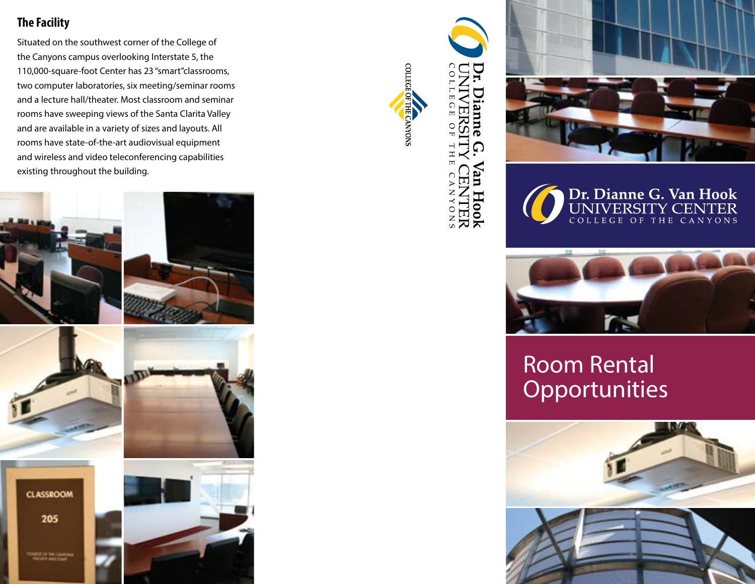## The Facility

Situated on the southwest corner of the College of the Canyons campus overlooking Interstate 5, the 110,000-square-foot Center has 23 "smart"classrooms, two computer laboratories, six meeting/seminar rooms and a lecture hall/theater. Most classroom and seminar rooms have sweeping views of the Santa Clarita Valley and are available in a variety of sizes and layouts. All rooms have state-of-the-art audiovisual equipment and wireless and video teleconferencing capabilities existing throughout the building.

COLLEGE OF THE CANYONS

Dr. Dianne G. Van Hook
UNIVERSITY CENTER
COLLEGE OF THE CANYONS

Dr. Dianne G. Van Hook
UNIVERSITY CENTER
COLLEGE OF THE CANYONS

# Room Rental Opportunities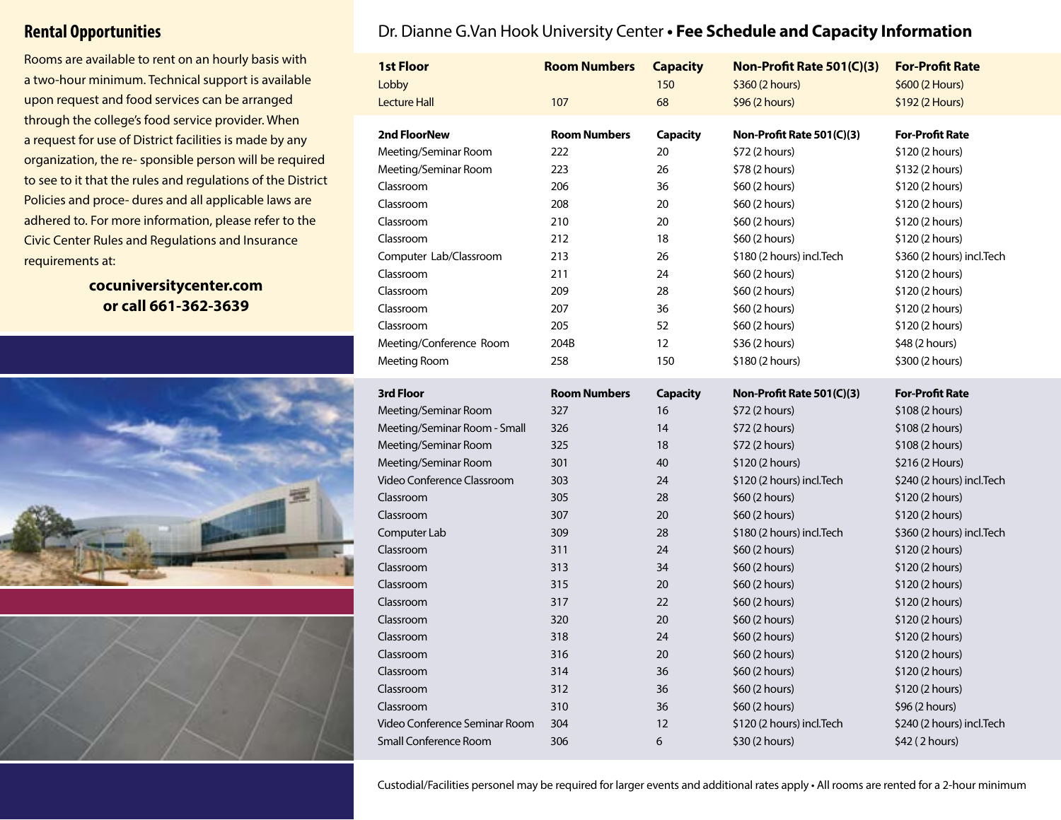## Rental Opportunities

Rooms are available to rent on an hourly basis with a two-hour minimum. Technical support is available upon request and food services can be arranged through the college's food service provider. When a request for use of District facilities is made by any organization, the re- sponsible person will be required to see to it that the rules and regulations of the District Policies and proce- dures and all applicable laws are adhered to. For more information, please refer to the Civic Center Rules and Regulations and Insurance requirements at:

**cocuniversitycenter.com**
**or call 661-362-3639**

## Dr. Dianne G.Van Hook University Center • **Fee Schedule and Capacity Information**

| 1st Floor | Room Numbers | Capacity | Non-Profit Rate 501(C)(3) | For-Profit Rate |
|---|---|---|---|---|
| Lobby | | 150 | $360 (2 hours) | $600 (2 Hours) |
| Lecture Hall | 107 | 68 | $96 (2 hours) | $192 (2 Hours) |

| 2nd FloorNew | Room Numbers | Capacity | Non-Profit Rate 501(C)(3) | For-Profit Rate |
|---|---|---|---|---|
| Meeting/Seminar Room | 222 | 20 | $72 (2 hours) | $120 (2 hours) |
| Meeting/Seminar Room | 223 | 26 | $78 (2 hours) | $132 (2 hours) |
| Classroom | 206 | 36 | $60 (2 hours) | $120 (2 hours) |
| Classroom | 208 | 20 | $60 (2 hours) | $120 (2 hours) |
| Classroom | 210 | 20 | $60 (2 hours) | $120 (2 hours) |
| Classroom | 212 | 18 | $60 (2 hours) | $120 (2 hours) |
| Computer Lab/Classroom | 213 | 26 | $180 (2 hours) incl.Tech | $360 (2 hours) incl.Tech |
| Classroom | 211 | 24 | $60 (2 hours) | $120 (2 hours) |
| Classroom | 209 | 28 | $60 (2 hours) | $120 (2 hours) |
| Classroom | 207 | 36 | $60 (2 hours) | $120 (2 hours) |
| Classroom | 205 | 52 | $60 (2 hours) | $120 (2 hours) |
| Meeting/Conference Room | 204B | 12 | $36 (2 hours) | $48 (2 hours) |
| Meeting Room | 258 | 150 | $180 (2 hours) | $300 (2 hours) |

| 3rd Floor | Room Numbers | Capacity | Non-Profit Rate 501(C)(3) | For-Profit Rate |
|---|---|---|---|---|
| Meeting/Seminar Room | 327 | 16 | $72 (2 hours) | $108 (2 hours) |
| Meeting/Seminar Room - Small | 326 | 14 | $72 (2 hours) | $108 (2 hours) |
| Meeting/Seminar Room | 325 | 18 | $72 (2 hours) | $108 (2 hours) |
| Meeting/Seminar Room | 301 | 40 | $120 (2 hours) | $216 (2 Hours) |
| Video Conference Classroom | 303 | 24 | $120 (2 hours) incl.Tech | $240 (2 hours) incl.Tech |
| Classroom | 305 | 28 | $60 (2 hours) | $120 (2 hours) |
| Classroom | 307 | 20 | $60 (2 hours) | $120 (2 hours) |
| Computer Lab | 309 | 28 | $180 (2 hours) incl.Tech | $360 (2 hours) incl.Tech |
| Classroom | 311 | 24 | $60 (2 hours) | $120 (2 hours) |
| Classroom | 313 | 34 | $60 (2 hours) | $120 (2 hours) |
| Classroom | 315 | 20 | $60 (2 hours) | $120 (2 hours) |
| Classroom | 317 | 22 | $60 (2 hours) | $120 (2 hours) |
| Classroom | 320 | 20 | $60 (2 hours) | $120 (2 hours) |
| Classroom | 318 | 24 | $60 (2 hours) | $120 (2 hours) |
| Classroom | 316 | 20 | $60 (2 hours) | $120 (2 hours) |
| Classroom | 314 | 36 | $60 (2 hours) | $120 (2 hours) |
| Classroom | 312 | 36 | $60 (2 hours) | $120 (2 hours) |
| Classroom | 310 | 36 | $60 (2 hours) | $96 (2 hours) |
| Video Conference Seminar Room | 304 | 12 | $120 (2 hours) incl.Tech | $240 (2 hours) incl.Tech |
| Small Conference Room | 306 | 6 | $30 (2 hours) | $42 ( 2 hours) |

Custodial/Facilities personel may be required for larger events and additional rates apply • All rooms are rented for a 2-hour minimum